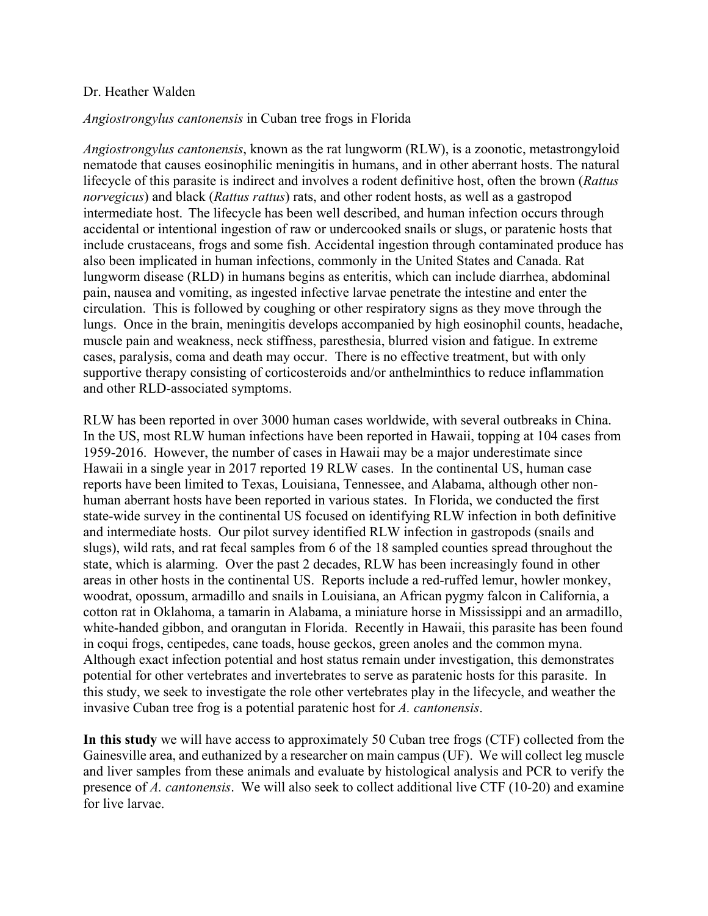Dr. Heather Walden

*Angiostrongylus cantonensis* in Cuban tree frogs in Florida

*Angiostrongylus cantonensis*, known as the rat lungworm (RLW), is a zoonotic, metastrongyloid nematode that causes eosinophilic meningitis in humans, and in other aberrant hosts. The natural lifecycle of this parasite is indirect and involves a rodent definitive host, often the brown (*Rattus norvegicus*) and black (*Rattus rattus*) rats, and other rodent hosts, as well as a gastropod intermediate host. The lifecycle has been well described, and human infection occurs through accidental or intentional ingestion of raw or undercooked snails or slugs, or paratenic hosts that include crustaceans, frogs and some fish. Accidental ingestion through contaminated produce has also been implicated in human infections, commonly in the United States and Canada. Rat lungworm disease (RLD) in humans begins as enteritis, which can include diarrhea, abdominal pain, nausea and vomiting, as ingested infective larvae penetrate the intestine and enter the circulation. This is followed by coughing or other respiratory signs as they move through the lungs. Once in the brain, meningitis develops accompanied by high eosinophil counts, headache, muscle pain and weakness, neck stiffness, paresthesia, blurred vision and fatigue. In extreme cases, paralysis, coma and death may occur. There is no effective treatment, but with only supportive therapy consisting of corticosteroids and/or anthelminthics to reduce inflammation and other RLD-associated symptoms.

RLW has been reported in over 3000 human cases worldwide, with several outbreaks in China. In the US, most RLW human infections have been reported in Hawaii, topping at 104 cases from 1959-2016. However, the number of cases in Hawaii may be a major underestimate since Hawaii in a single year in 2017 reported 19 RLW cases. In the continental US, human case reports have been limited to Texas, Louisiana, Tennessee, and Alabama, although other non-human aberrant hosts have been reported in various states. In Florida, we conducted the first state-wide survey in the continental US focused on identifying RLW infection in both definitive and intermediate hosts. Our pilot survey identified RLW infection in gastropods (snails and slugs), wild rats, and rat fecal samples from 6 of the 18 sampled counties spread throughout the state, which is alarming. Over the past 2 decades, RLW has been increasingly found in other areas in other hosts in the continental US. Reports include a red-ruffed lemur, howler monkey, woodrat, opossum, armadillo and snails in Louisiana, an African pygmy falcon in California, a cotton rat in Oklahoma, a tamarin in Alabama, a miniature horse in Mississippi and an armadillo, white-handed gibbon, and orangutan in Florida. Recently in Hawaii, this parasite has been found in coqui frogs, centipedes, cane toads, house geckos, green anoles and the common myna. Although exact infection potential and host status remain under investigation, this demonstrates potential for other vertebrates and invertebrates to serve as paratenic hosts for this parasite. In this study, we seek to investigate the role other vertebrates play in the lifecycle, and weather the invasive Cuban tree frog is a potential paratenic host for *A. cantonensis*.

**In this study** we will have access to approximately 50 Cuban tree frogs (CTF) collected from the Gainesville area, and euthanized by a researcher on main campus (UF). We will collect leg muscle and liver samples from these animals and evaluate by histological analysis and PCR to verify the presence of *A. cantonensis*. We will also seek to collect additional live CTF (10-20) and examine for live larvae.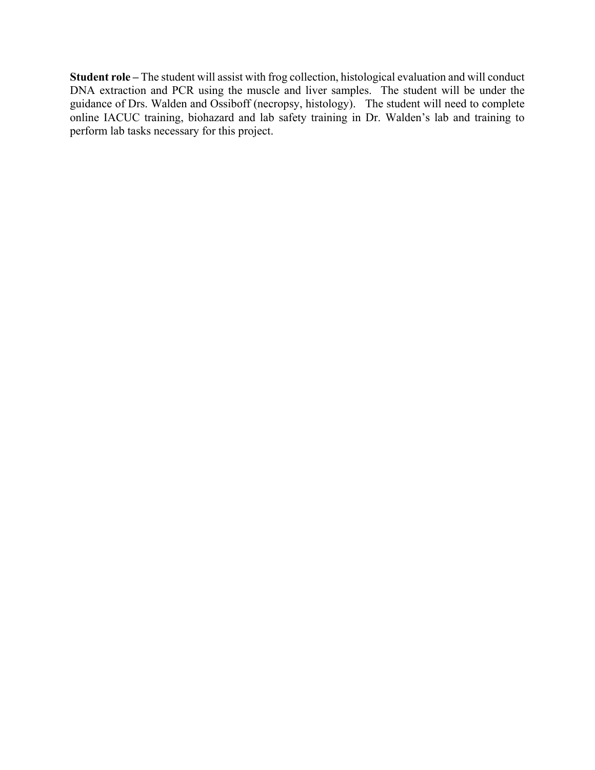**Student role –** The student will assist with frog collection, histological evaluation and will conduct DNA extraction and PCR using the muscle and liver samples. The student will be under the guidance of Drs. Walden and Ossiboff (necropsy, histology). The student will need to complete online IACUC training, biohazard and lab safety training in Dr. Walden's lab and training to perform lab tasks necessary for this project.